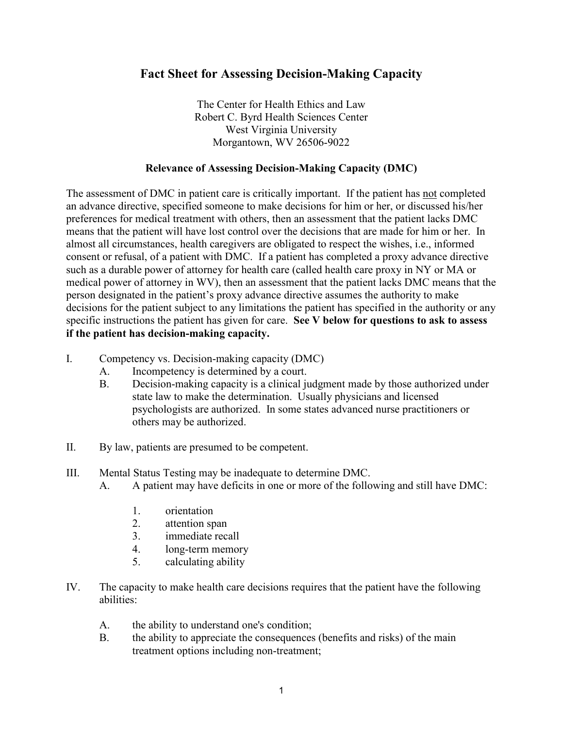# Fact Sheet for Assessing Decision-Making Capacity

The Center for Health Ethics and Law
Robert C. Byrd Health Sciences Center
West Virginia University
Morgantown, WV 26506-9022

## Relevance of Assessing Decision-Making Capacity (DMC)

The assessment of DMC in patient care is critically important. If the patient has not completed an advance directive, specified someone to make decisions for him or her, or discussed his/her preferences for medical treatment with others, then an assessment that the patient lacks DMC means that the patient will have lost control over the decisions that are made for him or her. In almost all circumstances, health caregivers are obligated to respect the wishes, i.e., informed consent or refusal, of a patient with DMC. If a patient has completed a proxy advance directive such as a durable power of attorney for health care (called health care proxy in NY or MA or medical power of attorney in WV), then an assessment that the patient lacks DMC means that the person designated in the patient's proxy advance directive assumes the authority to make decisions for the patient subject to any limitations the patient has specified in the authority or any specific instructions the patient has given for care. **See V below for questions to ask to assess if the patient has decision-making capacity.**

I. Competency vs. Decision-making capacity (DMC)
   - A. Incompetency is determined by a court.
   - B. Decision-making capacity is a clinical judgment made by those authorized under state law to make the determination. Usually physicians and licensed psychologists are authorized. In some states advanced nurse practitioners or others may be authorized.

II. By law, patients are presumed to be competent.

III. Mental Status Testing may be inadequate to determine DMC.
   - A. A patient may have deficits in one or more of the following and still have DMC:
     1. orientation
     2. attention span
     3. immediate recall
     4. long-term memory
     5. calculating ability

IV. The capacity to make health care decisions requires that the patient have the following abilities:
   - A. the ability to understand one's condition;
   - B. the ability to appreciate the consequences (benefits and risks) of the main treatment options including non-treatment;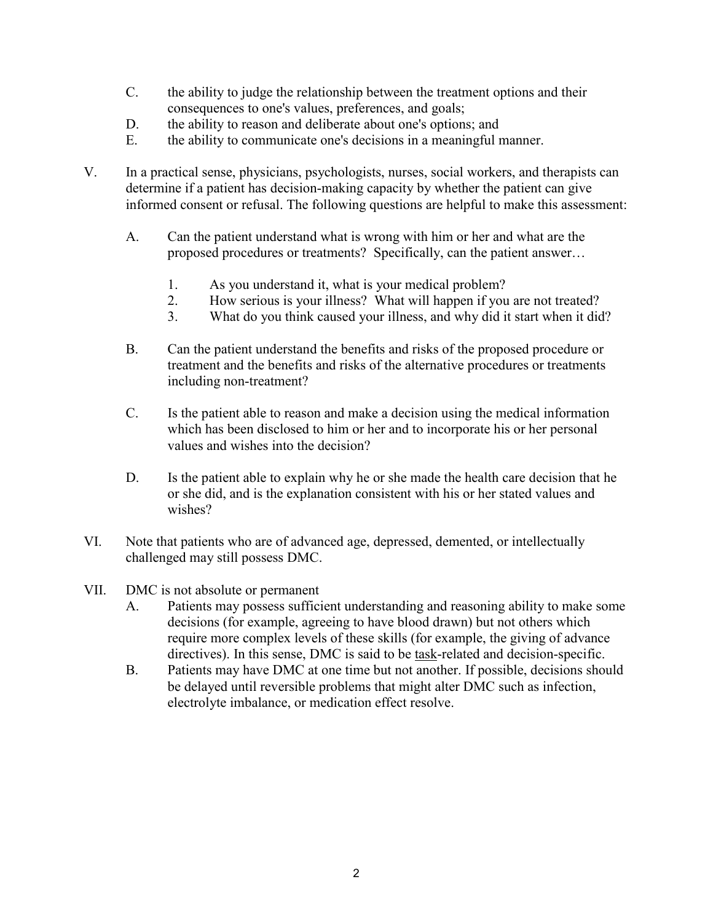C. the ability to judge the relationship between the treatment options and their consequences to one's values, preferences, and goals;

D. the ability to reason and deliberate about one's options; and

E. the ability to communicate one's decisions in a meaningful manner.

V. In a practical sense, physicians, psychologists, nurses, social workers, and therapists can determine if a patient has decision-making capacity by whether the patient can give informed consent or refusal. The following questions are helpful to make this assessment:

  A. Can the patient understand what is wrong with him or her and what are the proposed procedures or treatments? Specifically, can the patient answer…

    1. As you understand it, what is your medical problem?
    2. How serious is your illness? What will happen if you are not treated?
    3. What do you think caused your illness, and why did it start when it did?

  B. Can the patient understand the benefits and risks of the proposed procedure or treatment and the benefits and risks of the alternative procedures or treatments including non-treatment?

  C. Is the patient able to reason and make a decision using the medical information which has been disclosed to him or her and to incorporate his or her personal values and wishes into the decision?

  D. Is the patient able to explain why he or she made the health care decision that he or she did, and is the explanation consistent with his or her stated values and wishes?

VI. Note that patients who are of advanced age, depressed, demented, or intellectually challenged may still possess DMC.

VII. DMC is not absolute or permanent

  A. Patients may possess sufficient understanding and reasoning ability to make some decisions (for example, agreeing to have blood drawn) but not others which require more complex levels of these skills (for example, the giving of advance directives). In this sense, DMC is said to be <u>task</u>-related and decision-specific.

  B. Patients may have DMC at one time but not another. If possible, decisions should be delayed until reversible problems that might alter DMC such as infection, electrolyte imbalance, or medication effect resolve.